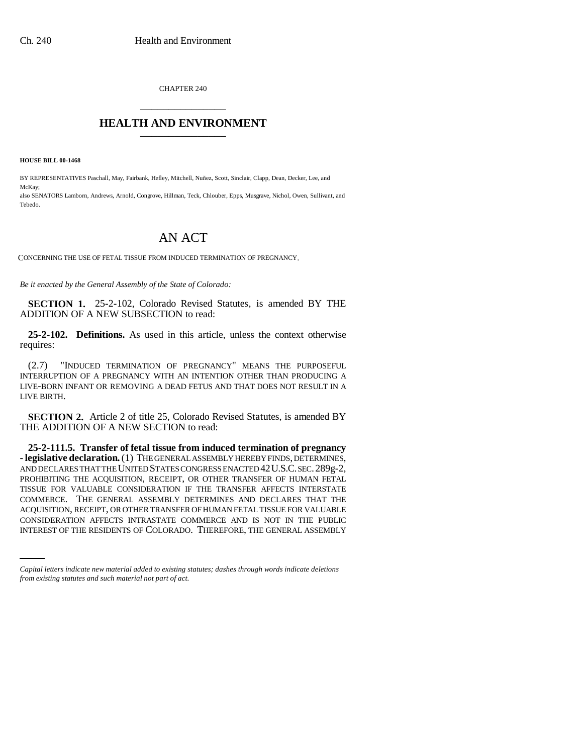CHAPTER 240

# HEALTH AND ENVIRONMENT

**HOUSE BILL 00-1468**

BY REPRESENTATIVES Paschall, May, Fairbank, Hefley, Mitchell, Nuñez, Scott, Sinclair, Clapp, Dean, Decker, Lee, and McKay;
also SENATORS Lamborn, Andrews, Arnold, Congrove, Hillman, Teck, Chlouber, Epps, Musgrave, Nichol, Owen, Sullivant, and Tebedo.

# AN ACT

CONCERNING THE USE OF FETAL TISSUE FROM INDUCED TERMINATION OF PREGNANCY.

*Be it enacted by the General Assembly of the State of Colorado:*

**SECTION 1.** 25-2-102, Colorado Revised Statutes, is amended BY THE ADDITION OF A NEW SUBSECTION to read:

**25-2-102. Definitions.** As used in this article, unless the context otherwise requires:

(2.7) "INDUCED TERMINATION OF PREGNANCY" MEANS THE PURPOSEFUL INTERRUPTION OF A PREGNANCY WITH AN INTENTION OTHER THAN PRODUCING A LIVE-BORN INFANT OR REMOVING A DEAD FETUS AND THAT DOES NOT RESULT IN A LIVE BIRTH.

**SECTION 2.** Article 2 of title 25, Colorado Revised Statutes, is amended BY THE ADDITION OF A NEW SECTION to read:

**25-2-111.5. Transfer of fetal tissue from induced termination of pregnancy - legislative declaration.** (1) THE GENERAL ASSEMBLY HEREBY FINDS, DETERMINES, AND DECLARES THAT THE UNITED STATES CONGRESS ENACTED 42 U.S.C. SEC. 289g-2, PROHIBITING THE ACQUISITION, RECEIPT, OR OTHER TRANSFER OF HUMAN FETAL TISSUE FOR VALUABLE CONSIDERATION IF THE TRANSFER AFFECTS INTERSTATE COMMERCE. THE GENERAL ASSEMBLY DETERMINES AND DECLARES THAT THE ACQUISITION, RECEIPT, OR OTHER TRANSFER OF HUMAN FETAL TISSUE FOR VALUABLE CONSIDERATION AFFECTS INTRASTATE COMMERCE AND IS NOT IN THE PUBLIC INTEREST OF THE RESIDENTS OF COLORADO. THEREFORE, THE GENERAL ASSEMBLY

*Capital letters indicate new material added to existing statutes; dashes through words indicate deletions from existing statutes and such material not part of act.*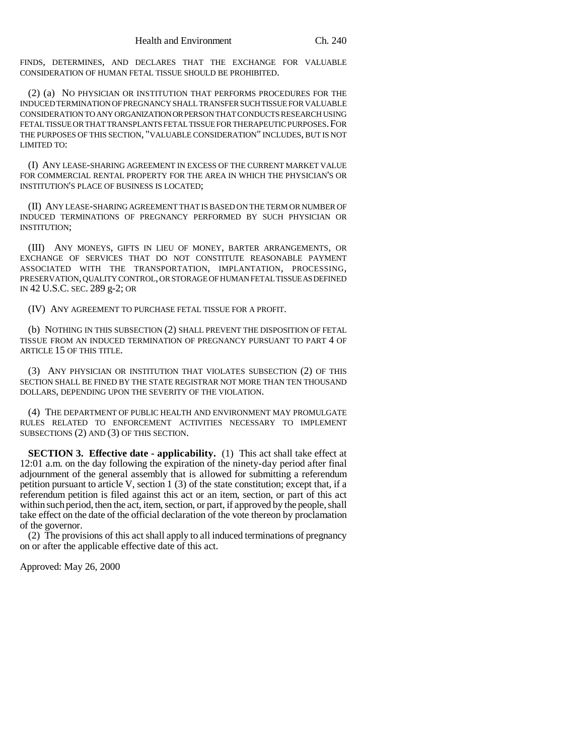FINDS, DETERMINES, AND DECLARES THAT THE EXCHANGE FOR VALUABLE CONSIDERATION OF HUMAN FETAL TISSUE SHOULD BE PROHIBITED.

(2) (a) NO PHYSICIAN OR INSTITUTION THAT PERFORMS PROCEDURES FOR THE INDUCED TERMINATION OF PREGNANCY SHALL TRANSFER SUCH TISSUE FOR VALUABLE CONSIDERATION TO ANY ORGANIZATION OR PERSON THAT CONDUCTS RESEARCH USING FETAL TISSUE OR THAT TRANSPLANTS FETAL TISSUE FOR THERAPEUTIC PURPOSES. FOR THE PURPOSES OF THIS SECTION, "VALUABLE CONSIDERATION" INCLUDES, BUT IS NOT LIMITED TO:

(I) ANY LEASE-SHARING AGREEMENT IN EXCESS OF THE CURRENT MARKET VALUE FOR COMMERCIAL RENTAL PROPERTY FOR THE AREA IN WHICH THE PHYSICIAN'S OR INSTITUTION'S PLACE OF BUSINESS IS LOCATED;

(II) ANY LEASE-SHARING AGREEMENT THAT IS BASED ON THE TERM OR NUMBER OF INDUCED TERMINATIONS OF PREGNANCY PERFORMED BY SUCH PHYSICIAN OR INSTITUTION;

(III) ANY MONEYS, GIFTS IN LIEU OF MONEY, BARTER ARRANGEMENTS, OR EXCHANGE OF SERVICES THAT DO NOT CONSTITUTE REASONABLE PAYMENT ASSOCIATED WITH THE TRANSPORTATION, IMPLANTATION, PROCESSING, PRESERVATION, QUALITY CONTROL, OR STORAGE OF HUMAN FETAL TISSUE AS DEFINED IN 42 U.S.C. SEC. 289 g-2; OR

(IV) ANY AGREEMENT TO PURCHASE FETAL TISSUE FOR A PROFIT.

(b) NOTHING IN THIS SUBSECTION (2) SHALL PREVENT THE DISPOSITION OF FETAL TISSUE FROM AN INDUCED TERMINATION OF PREGNANCY PURSUANT TO PART 4 OF ARTICLE 15 OF THIS TITLE.

(3) ANY PHYSICIAN OR INSTITUTION THAT VIOLATES SUBSECTION (2) OF THIS SECTION SHALL BE FINED BY THE STATE REGISTRAR NOT MORE THAN TEN THOUSAND DOLLARS, DEPENDING UPON THE SEVERITY OF THE VIOLATION.

(4) THE DEPARTMENT OF PUBLIC HEALTH AND ENVIRONMENT MAY PROMULGATE RULES RELATED TO ENFORCEMENT ACTIVITIES NECESSARY TO IMPLEMENT SUBSECTIONS (2) AND (3) OF THIS SECTION.

**SECTION 3. Effective date - applicability.** (1) This act shall take effect at 12:01 a.m. on the day following the expiration of the ninety-day period after final adjournment of the general assembly that is allowed for submitting a referendum petition pursuant to article V, section 1 (3) of the state constitution; except that, if a referendum petition is filed against this act or an item, section, or part of this act within such period, then the act, item, section, or part, if approved by the people, shall take effect on the date of the official declaration of the vote thereon by proclamation of the governor.

(2) The provisions of this act shall apply to all induced terminations of pregnancy on or after the applicable effective date of this act.

Approved: May 26, 2000